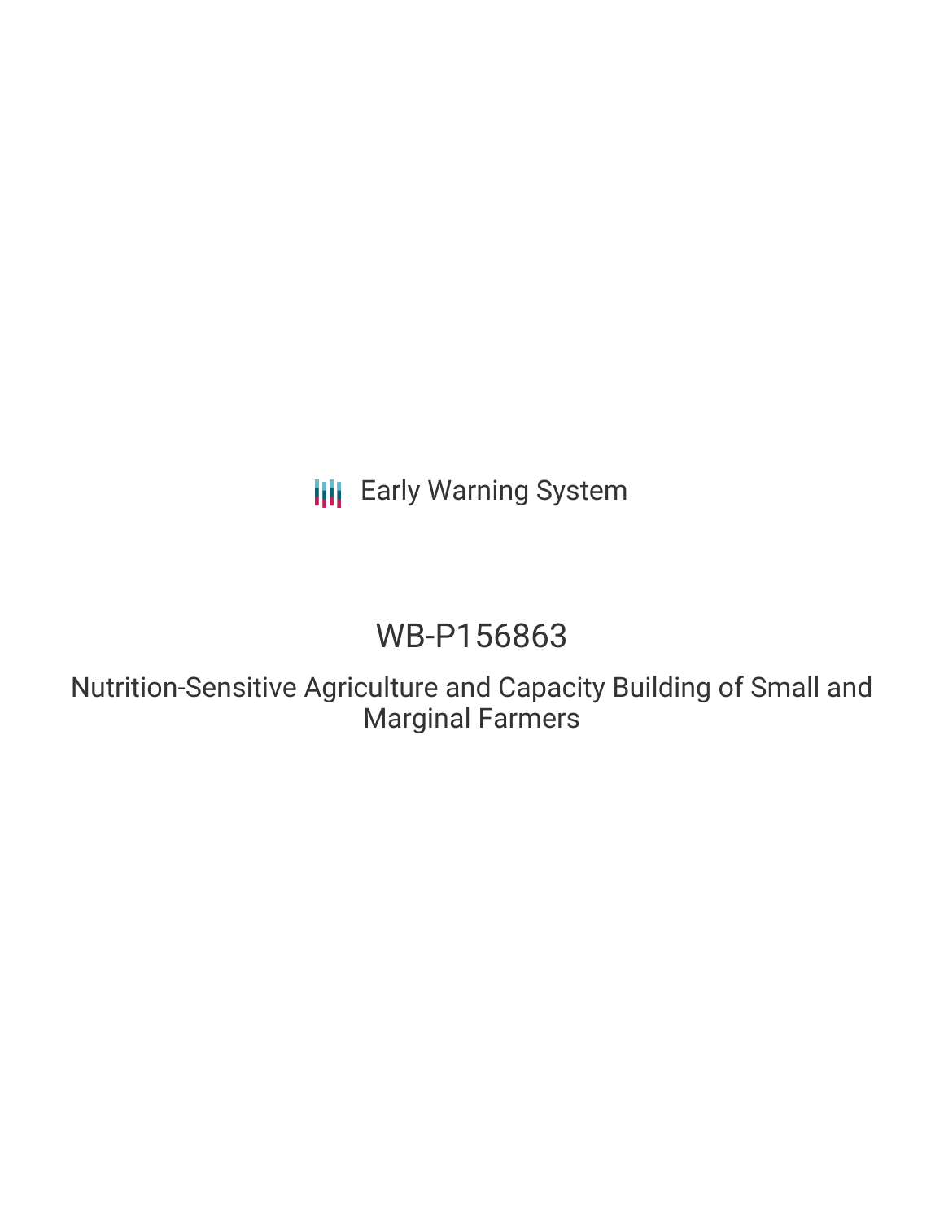Early Warning System

# WB-P156863

## Nutrition-Sensitive Agriculture and Capacity Building of Small and Marginal Farmers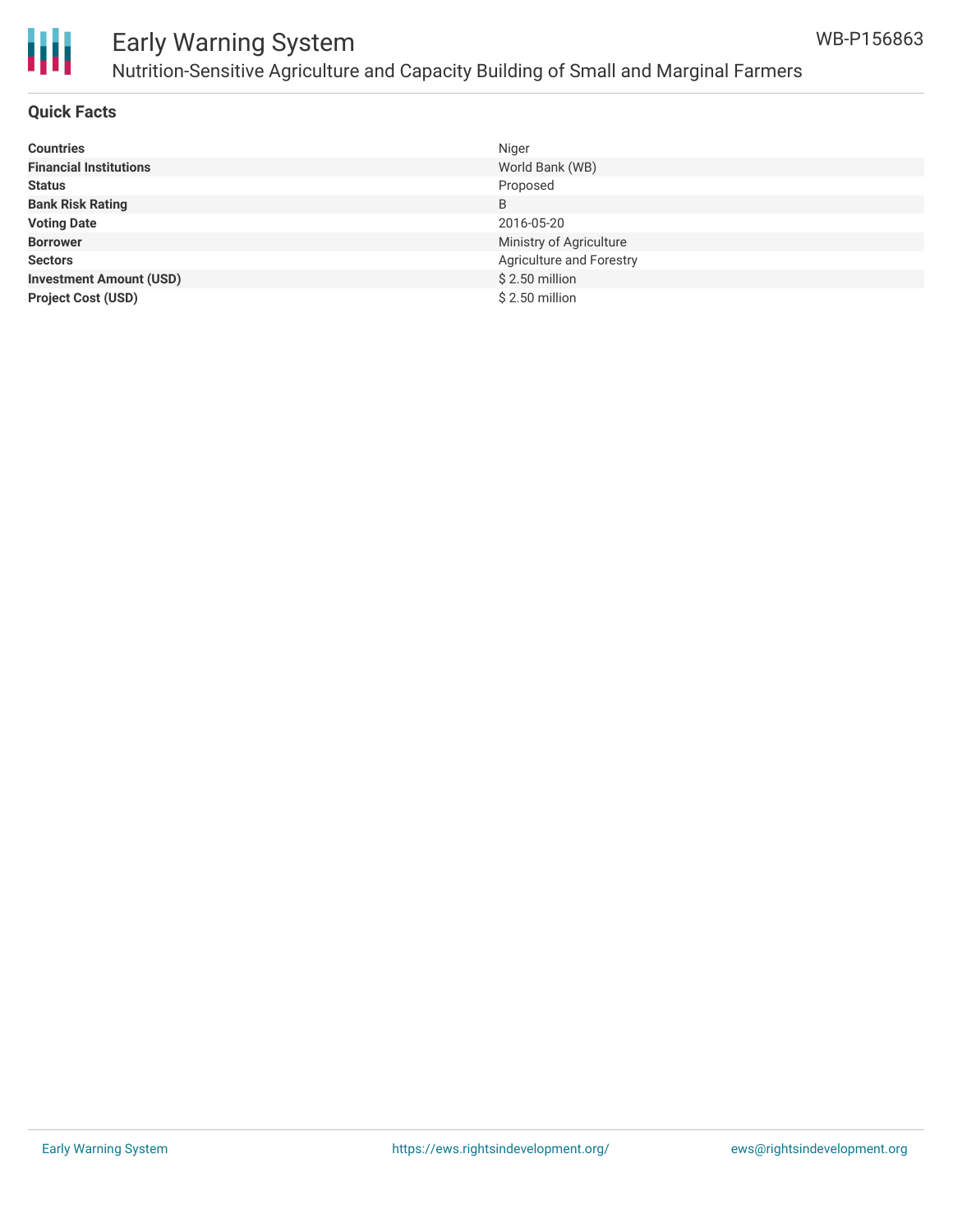## Quick Facts

| | |
|---|---|
| **Countries** | Niger |
| **Financial Institutions** | World Bank (WB) |
| **Status** | Proposed |
| **Bank Risk Rating** | B |
| **Voting Date** | 2016-05-20 |
| **Borrower** | Ministry of Agriculture |
| **Sectors** | Agriculture and Forestry |
| **Investment Amount (USD)** | $ 2.50 million |
| **Project Cost (USD)** | $ 2.50 million |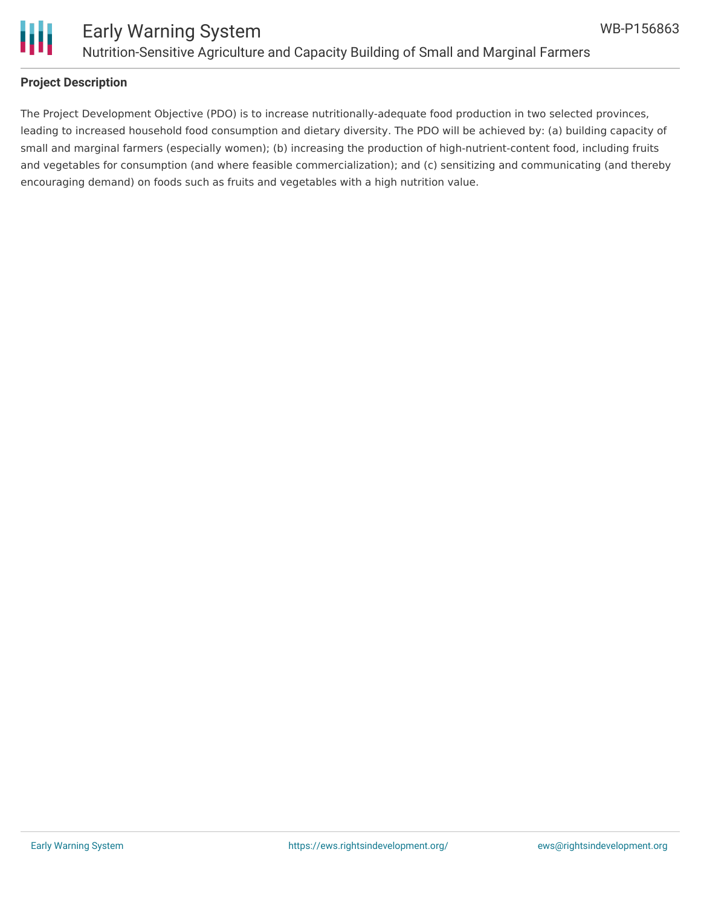## Project Description

The Project Development Objective (PDO) is to increase nutritionally-adequate food production in two selected provinces, leading to increased household food consumption and dietary diversity. The PDO will be achieved by: (a) building capacity of small and marginal farmers (especially women); (b) increasing the production of high-nutrient-content food, including fruits and vegetables for consumption (and where feasible commercialization); and (c) sensitizing and communicating (and thereby encouraging demand) on foods such as fruits and vegetables with a high nutrition value.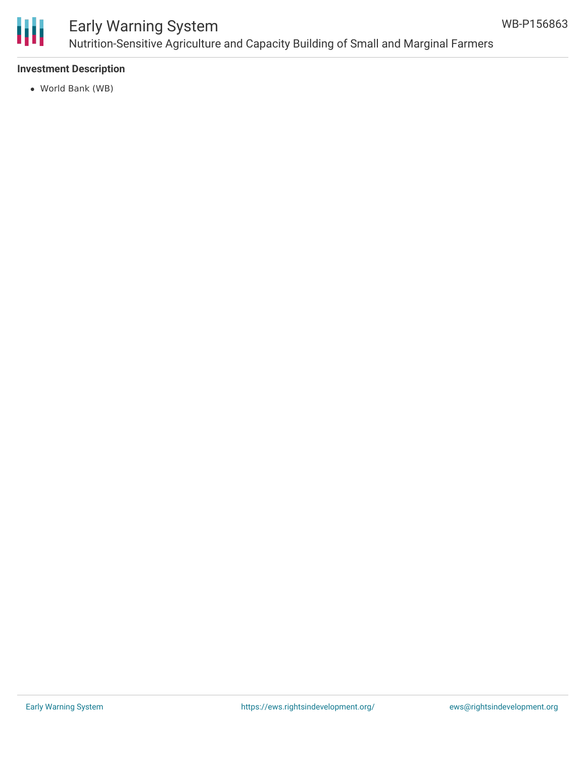### Investment Description

- World Bank (WB)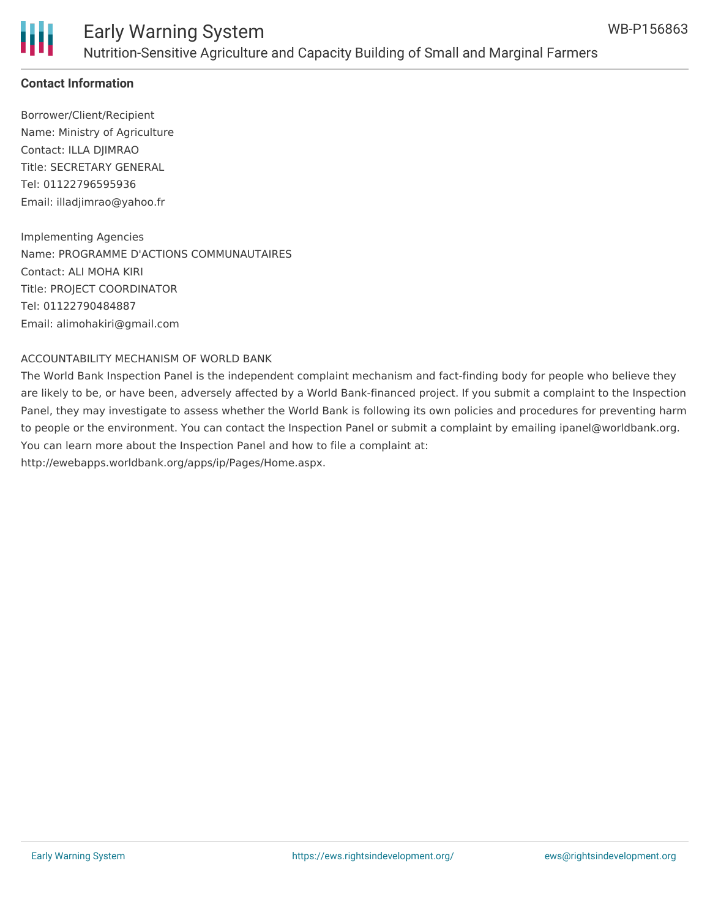**Contact Information**

Borrower/Client/Recipient
Name: Ministry of Agriculture
Contact: ILLA DJIMRAO
Title: SECRETARY GENERAL
Tel: 01122796595936
Email: illadjimrao@yahoo.fr

Implementing Agencies
Name: PROGRAMME D'ACTIONS COMMUNAUTAIRES
Contact: ALI MOHA KIRI
Title: PROJECT COORDINATOR
Tel: 01122790484887
Email: alimohakiri@gmail.com

ACCOUNTABILITY MECHANISM OF WORLD BANK
The World Bank Inspection Panel is the independent complaint mechanism and fact-finding body for people who believe they are likely to be, or have been, adversely affected by a World Bank-financed project. If you submit a complaint to the Inspection Panel, they may investigate to assess whether the World Bank is following its own policies and procedures for preventing harm to people or the environment. You can contact the Inspection Panel or submit a complaint by emailing ipanel@worldbank.org. You can learn more about the Inspection Panel and how to file a complaint at: http://ewebapps.worldbank.org/apps/ip/Pages/Home.aspx.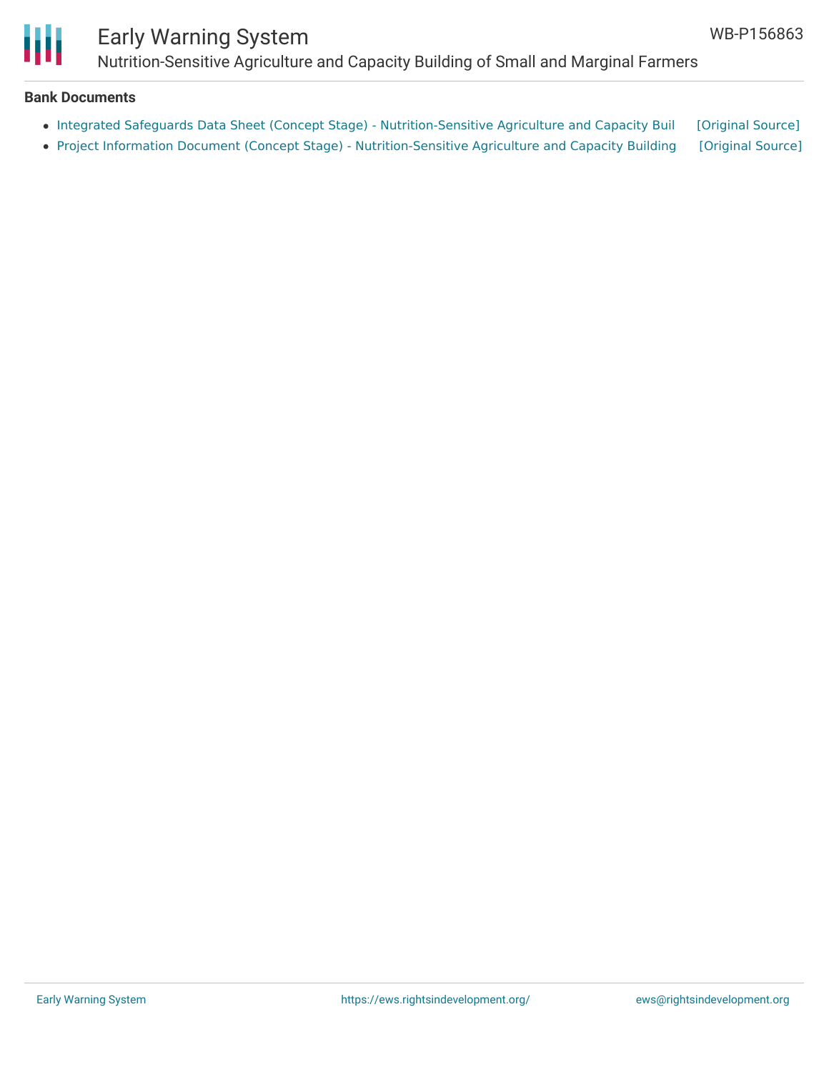**Bank Documents**

- Integrated Safeguards Data Sheet (Concept Stage) - Nutrition-Sensitive Agriculture and Capacity Buil [Original Source]
- Project Information Document (Concept Stage) - Nutrition-Sensitive Agriculture and Capacity Building [Original Source]